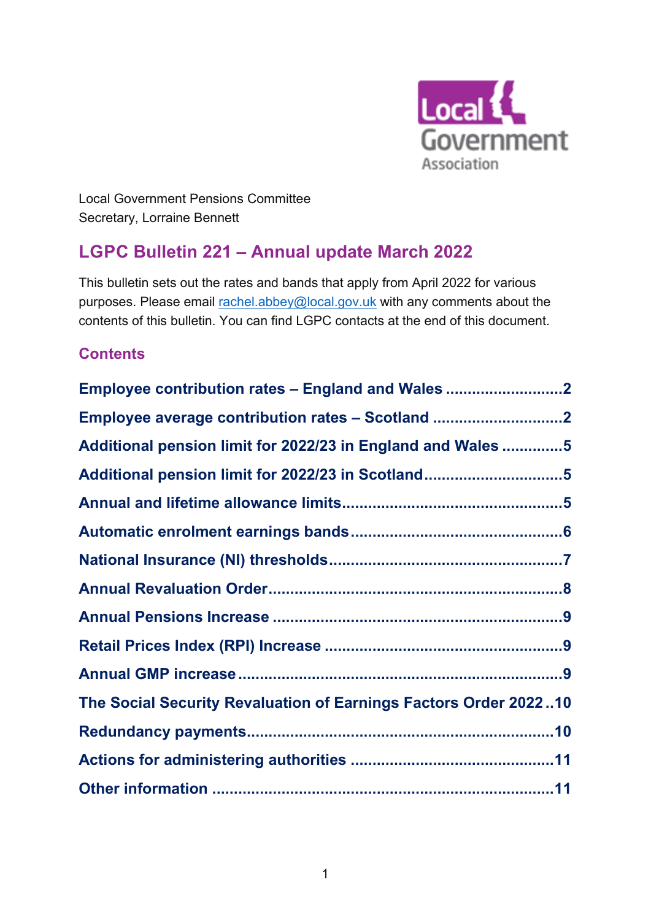Local Government Pensions Committee
Secretary, Lorraine Bennett

# LGPC Bulletin 221 – Annual update March 2022

This bulletin sets out the rates and bands that apply from April 2022 for various purposes. Please email [rachel.abbey@local.gov.uk](mailto:rachel.abbey@local.gov.uk) with any comments about the contents of this bulletin. You can find LGPC contacts at the end of this document.

## Contents

**Employee contribution rates – England and Wales ..........................2**

**Employee average contribution rates – Scotland .............................2**

**Additional pension limit for 2022/23 in England and Wales .............5**

**Additional pension limit for 2022/23 in Scotland...............................5**

**Annual and lifetime allowance limits..................................................5**

**Automatic enrolment earnings bands................................................6**

**National Insurance (NI) thresholds....................................................7**

**Annual Revaluation Order..................................................................8**

**Annual Pensions Increase .................................................................9**

**Retail Prices Index (RPI) Increase .....................................................9**

**Annual GMP increase........................................................................9**

**The Social Security Revaluation of Earnings Factors Order 2022..10**

**Redundancy payments.....................................................................10**

**Actions for administering authorities ..............................................11**

**Other information .............................................................................11**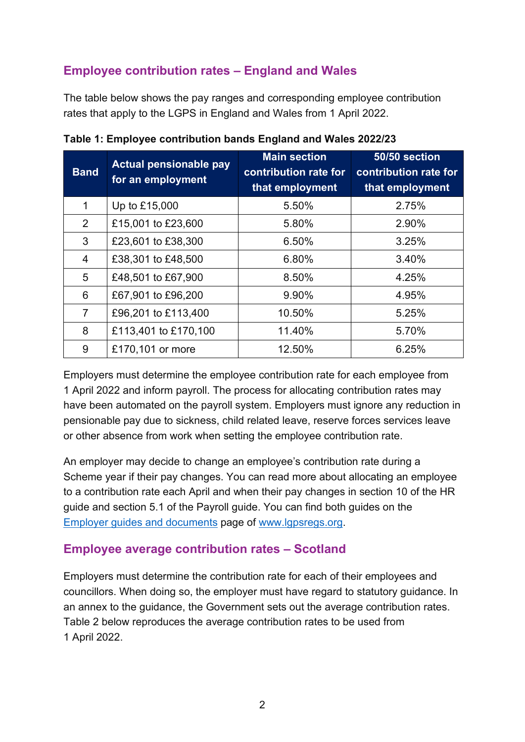## Employee contribution rates – England and Wales

The table below shows the pay ranges and corresponding employee contribution rates that apply to the LGPS in England and Wales from 1 April 2022.

**Table 1: Employee contribution bands England and Wales 2022/23**

| Band | Actual pensionable pay for an employment | Main section contribution rate for that employment | 50/50 section contribution rate for that employment |
|---|---|---|---|
| 1 | Up to £15,000 | 5.50% | 2.75% |
| 2 | £15,001 to £23,600 | 5.80% | 2.90% |
| 3 | £23,601 to £38,300 | 6.50% | 3.25% |
| 4 | £38,301 to £48,500 | 6.80% | 3.40% |
| 5 | £48,501 to £67,900 | 8.50% | 4.25% |
| 6 | £67,901 to £96,200 | 9.90% | 4.95% |
| 7 | £96,201 to £113,400 | 10.50% | 5.25% |
| 8 | £113,401 to £170,100 | 11.40% | 5.70% |
| 9 | £170,101 or more | 12.50% | 6.25% |

Employers must determine the employee contribution rate for each employee from 1 April 2022 and inform payroll. The process for allocating contribution rates may have been automated on the payroll system. Employers must ignore any reduction in pensionable pay due to sickness, child related leave, reserve forces services leave or other absence from work when setting the employee contribution rate.

An employer may decide to change an employee's contribution rate during a Scheme year if their pay changes. You can read more about allocating an employee to a contribution rate each April and when their pay changes in section 10 of the HR guide and section 5.1 of the Payroll guide. You can find both guides on the [Employer guides and documents](#) page of [www.lgpsregs.org](#).

## Employee average contribution rates – Scotland

Employers must determine the contribution rate for each of their employees and councillors. When doing so, the employer must have regard to statutory guidance. In an annex to the guidance, the Government sets out the average contribution rates. Table 2 below reproduces the average contribution rates to be used from 1 April 2022.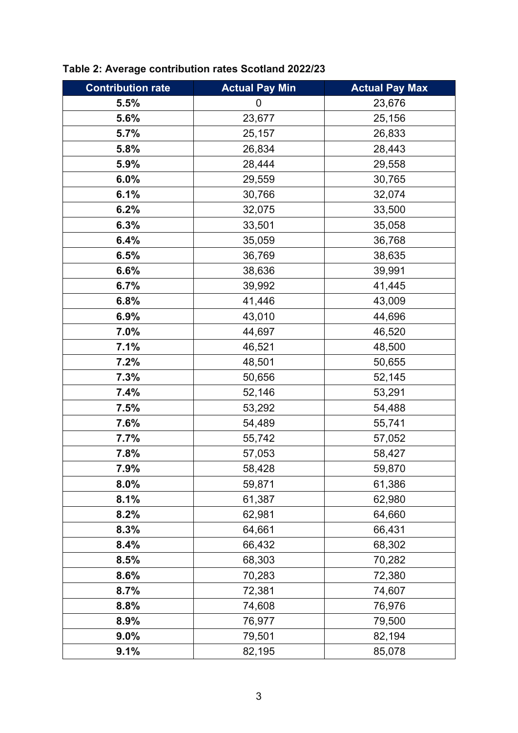**Table 2: Average contribution rates Scotland 2022/23**

| Contribution rate | Actual Pay Min | Actual Pay Max |
|---|---|---|
| **5.5%** | 0 | 23,676 |
| **5.6%** | 23,677 | 25,156 |
| **5.7%** | 25,157 | 26,833 |
| **5.8%** | 26,834 | 28,443 |
| **5.9%** | 28,444 | 29,558 |
| **6.0%** | 29,559 | 30,765 |
| **6.1%** | 30,766 | 32,074 |
| **6.2%** | 32,075 | 33,500 |
| **6.3%** | 33,501 | 35,058 |
| **6.4%** | 35,059 | 36,768 |
| **6.5%** | 36,769 | 38,635 |
| **6.6%** | 38,636 | 39,991 |
| **6.7%** | 39,992 | 41,445 |
| **6.8%** | 41,446 | 43,009 |
| **6.9%** | 43,010 | 44,696 |
| **7.0%** | 44,697 | 46,520 |
| **7.1%** | 46,521 | 48,500 |
| **7.2%** | 48,501 | 50,655 |
| **7.3%** | 50,656 | 52,145 |
| **7.4%** | 52,146 | 53,291 |
| **7.5%** | 53,292 | 54,488 |
| **7.6%** | 54,489 | 55,741 |
| **7.7%** | 55,742 | 57,052 |
| **7.8%** | 57,053 | 58,427 |
| **7.9%** | 58,428 | 59,870 |
| **8.0%** | 59,871 | 61,386 |
| **8.1%** | 61,387 | 62,980 |
| **8.2%** | 62,981 | 64,660 |
| **8.3%** | 64,661 | 66,431 |
| **8.4%** | 66,432 | 68,302 |
| **8.5%** | 68,303 | 70,282 |
| **8.6%** | 70,283 | 72,380 |
| **8.7%** | 72,381 | 74,607 |
| **8.8%** | 74,608 | 76,976 |
| **8.9%** | 76,977 | 79,500 |
| **9.0%** | 79,501 | 82,194 |
| **9.1%** | 82,195 | 85,078 |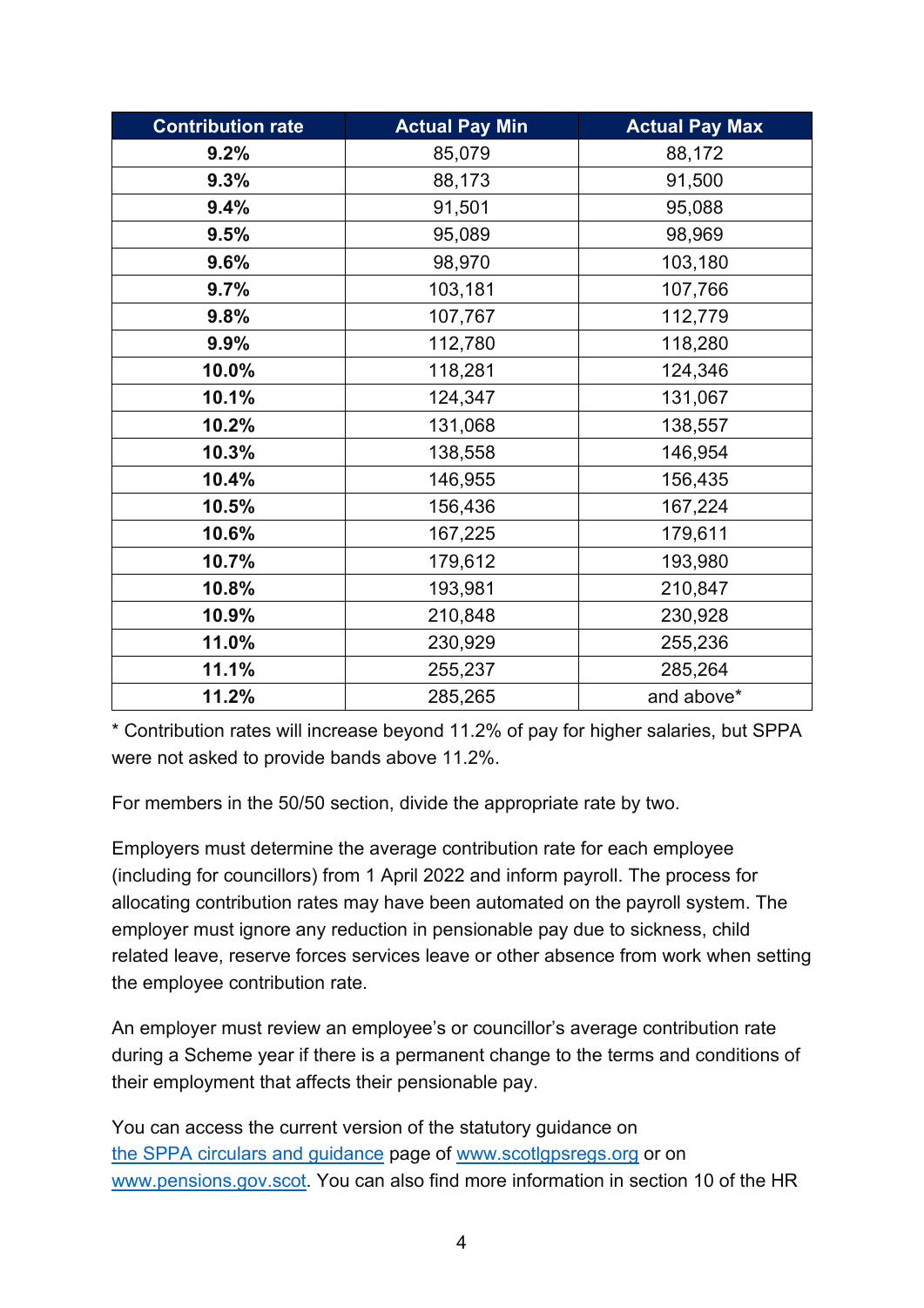| Contribution rate | Actual Pay Min | Actual Pay Max |
|---|---|---|
| **9.2%** | 85,079 | 88,172 |
| **9.3%** | 88,173 | 91,500 |
| **9.4%** | 91,501 | 95,088 |
| **9.5%** | 95,089 | 98,969 |
| **9.6%** | 98,970 | 103,180 |
| **9.7%** | 103,181 | 107,766 |
| **9.8%** | 107,767 | 112,779 |
| **9.9%** | 112,780 | 118,280 |
| **10.0%** | 118,281 | 124,346 |
| **10.1%** | 124,347 | 131,067 |
| **10.2%** | 131,068 | 138,557 |
| **10.3%** | 138,558 | 146,954 |
| **10.4%** | 146,955 | 156,435 |
| **10.5%** | 156,436 | 167,224 |
| **10.6%** | 167,225 | 179,611 |
| **10.7%** | 179,612 | 193,980 |
| **10.8%** | 193,981 | 210,847 |
| **10.9%** | 210,848 | 230,928 |
| **11.0%** | 230,929 | 255,236 |
| **11.1%** | 255,237 | 285,264 |
| **11.2%** | 285,265 | and above* |

* Contribution rates will increase beyond 11.2% of pay for higher salaries, but SPPA were not asked to provide bands above 11.2%.

For members in the 50/50 section, divide the appropriate rate by two.

Employers must determine the average contribution rate for each employee (including for councillors) from 1 April 2022 and inform payroll. The process for allocating contribution rates may have been automated on the payroll system. The employer must ignore any reduction in pensionable pay due to sickness, child related leave, reserve forces services leave or other absence from work when setting the employee contribution rate.

An employer must review an employee's or councillor's average contribution rate during a Scheme year if there is a permanent change to the terms and conditions of their employment that affects their pensionable pay.

You can access the current version of the statutory guidance on [the SPPA circulars and guidance](#) page of [www.scotlgpsregs.org](http://www.scotlgpsregs.org) or on [www.pensions.gov.scot](http://www.pensions.gov.scot). You can also find more information in section 10 of the HR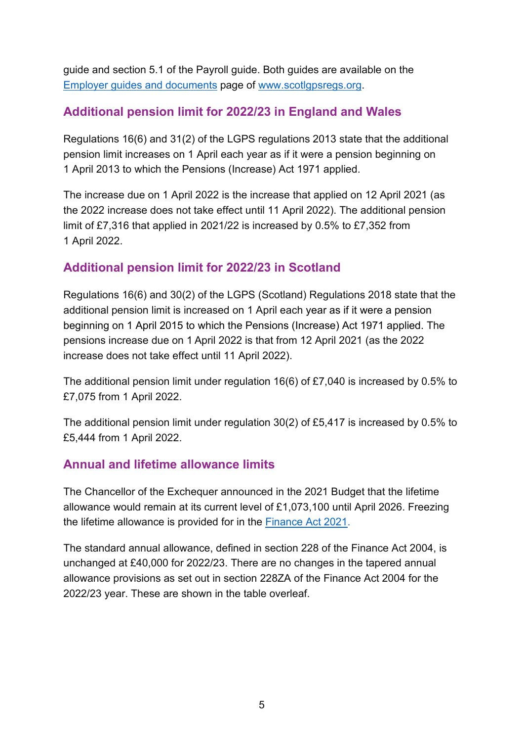guide and section 5.1 of the Payroll guide. Both guides are available on the [Employer guides and documents](#) page of [www.scotlgpsregs.org](http://www.scotlgpsregs.org).

## Additional pension limit for 2022/23 in England and Wales

Regulations 16(6) and 31(2) of the LGPS regulations 2013 state that the additional pension limit increases on 1 April each year as if it were a pension beginning on 1 April 2013 to which the Pensions (Increase) Act 1971 applied.

The increase due on 1 April 2022 is the increase that applied on 12 April 2021 (as the 2022 increase does not take effect until 11 April 2022). The additional pension limit of £7,316 that applied in 2021/22 is increased by 0.5% to £7,352 from 1 April 2022.

## Additional pension limit for 2022/23 in Scotland

Regulations 16(6) and 30(2) of the LGPS (Scotland) Regulations 2018 state that the additional pension limit is increased on 1 April each year as if it were a pension beginning on 1 April 2015 to which the Pensions (Increase) Act 1971 applied. The pensions increase due on 1 April 2022 is that from 12 April 2021 (as the 2022 increase does not take effect until 11 April 2022).

The additional pension limit under regulation 16(6) of £7,040 is increased by 0.5% to £7,075 from 1 April 2022.

The additional pension limit under regulation 30(2) of £5,417 is increased by 0.5% to £5,444 from 1 April 2022.

## Annual and lifetime allowance limits

The Chancellor of the Exchequer announced in the 2021 Budget that the lifetime allowance would remain at its current level of £1,073,100 until April 2026. Freezing the lifetime allowance is provided for in the [Finance Act 2021](#).

The standard annual allowance, defined in section 228 of the Finance Act 2004, is unchanged at £40,000 for 2022/23. There are no changes in the tapered annual allowance provisions as set out in section 228ZA of the Finance Act 2004 for the 2022/23 year. These are shown in the table overleaf.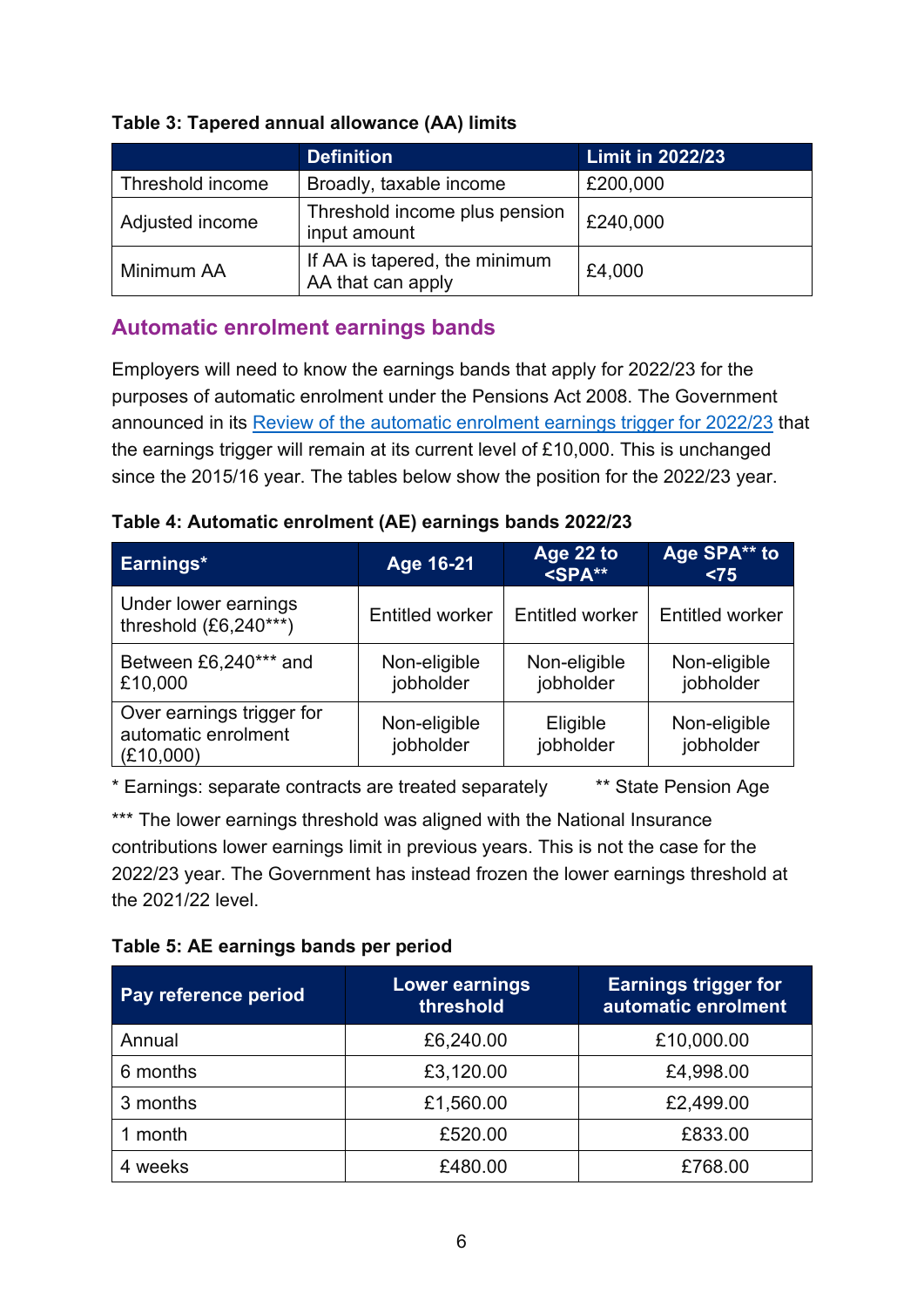**Table 3: Tapered annual allowance (AA) limits**

| | Definition | Limit in 2022/23 |
|---|---|---|
| Threshold income | Broadly, taxable income | £200,000 |
| Adjusted income | Threshold income plus pension input amount | £240,000 |
| Minimum AA | If AA is tapered, the minimum AA that can apply | £4,000 |

## Automatic enrolment earnings bands

Employers will need to know the earnings bands that apply for 2022/23 for the purposes of automatic enrolment under the Pensions Act 2008. The Government announced in its [Review of the automatic enrolment earnings trigger for 2022/23]() that the earnings trigger will remain at its current level of £10,000. This is unchanged since the 2015/16 year. The tables below show the position for the 2022/23 year.

**Table 4: Automatic enrolment (AE) earnings bands 2022/23**

| Earnings* | Age 16-21 | Age 22 to <SPA** | Age SPA** to <75 |
|---|---|---|---|
| Under lower earnings threshold (£6,240***) | Entitled worker | Entitled worker | Entitled worker |
| Between £6,240*** and £10,000 | Non-eligible jobholder | Non-eligible jobholder | Non-eligible jobholder |
| Over earnings trigger for automatic enrolment (£10,000) | Non-eligible jobholder | Eligible jobholder | Non-eligible jobholder |

* Earnings: separate contracts are treated separately ** State Pension Age

*** The lower earnings threshold was aligned with the National Insurance contributions lower earnings limit in previous years. This is not the case for the 2022/23 year. The Government has instead frozen the lower earnings threshold at the 2021/22 level.

**Table 5: AE earnings bands per period**

| Pay reference period | Lower earnings threshold | Earnings trigger for automatic enrolment |
|---|---|---|
| Annual | £6,240.00 | £10,000.00 |
| 6 months | £3,120.00 | £4,998.00 |
| 3 months | £1,560.00 | £2,499.00 |
| 1 month | £520.00 | £833.00 |
| 4 weeks | £480.00 | £768.00 |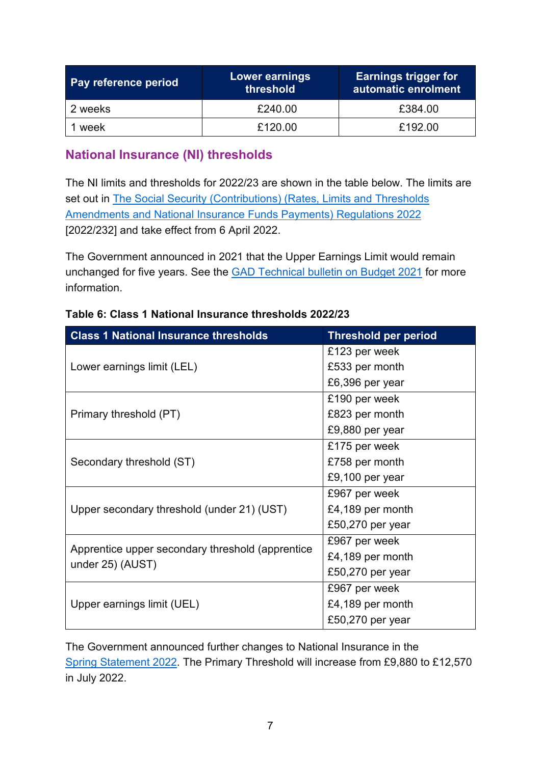| Pay reference period | Lower earnings threshold | Earnings trigger for automatic enrolment |
|---|---|---|
| 2 weeks | £240.00 | £384.00 |
| 1 week | £120.00 | £192.00 |

## National Insurance (NI) thresholds

The NI limits and thresholds for 2022/23 are shown in the table below. The limits are set out in The Social Security (Contributions) (Rates, Limits and Thresholds Amendments and National Insurance Funds Payments) Regulations 2022 [2022/232] and take effect from 6 April 2022.

The Government announced in 2021 that the Upper Earnings Limit would remain unchanged for five years. See the GAD Technical bulletin on Budget 2021 for more information.

**Table 6: Class 1 National Insurance thresholds 2022/23**

| Class 1 National Insurance thresholds | Threshold per period |
|---|---|
| Lower earnings limit (LEL) | £123 per week<br>£533 per month<br>£6,396 per year |
| Primary threshold (PT) | £190 per week<br>£823 per month<br>£9,880 per year |
| Secondary threshold (ST) | £175 per week<br>£758 per month<br>£9,100 per year |
| Upper secondary threshold (under 21) (UST) | £967 per week<br>£4,189 per month<br>£50,270 per year |
| Apprentice upper secondary threshold (apprentice under 25) (AUST) | £967 per week<br>£4,189 per month<br>£50,270 per year |
| Upper earnings limit (UEL) | £967 per week<br>£4,189 per month<br>£50,270 per year |

The Government announced further changes to National Insurance in the Spring Statement 2022. The Primary Threshold will increase from £9,880 to £12,570 in July 2022.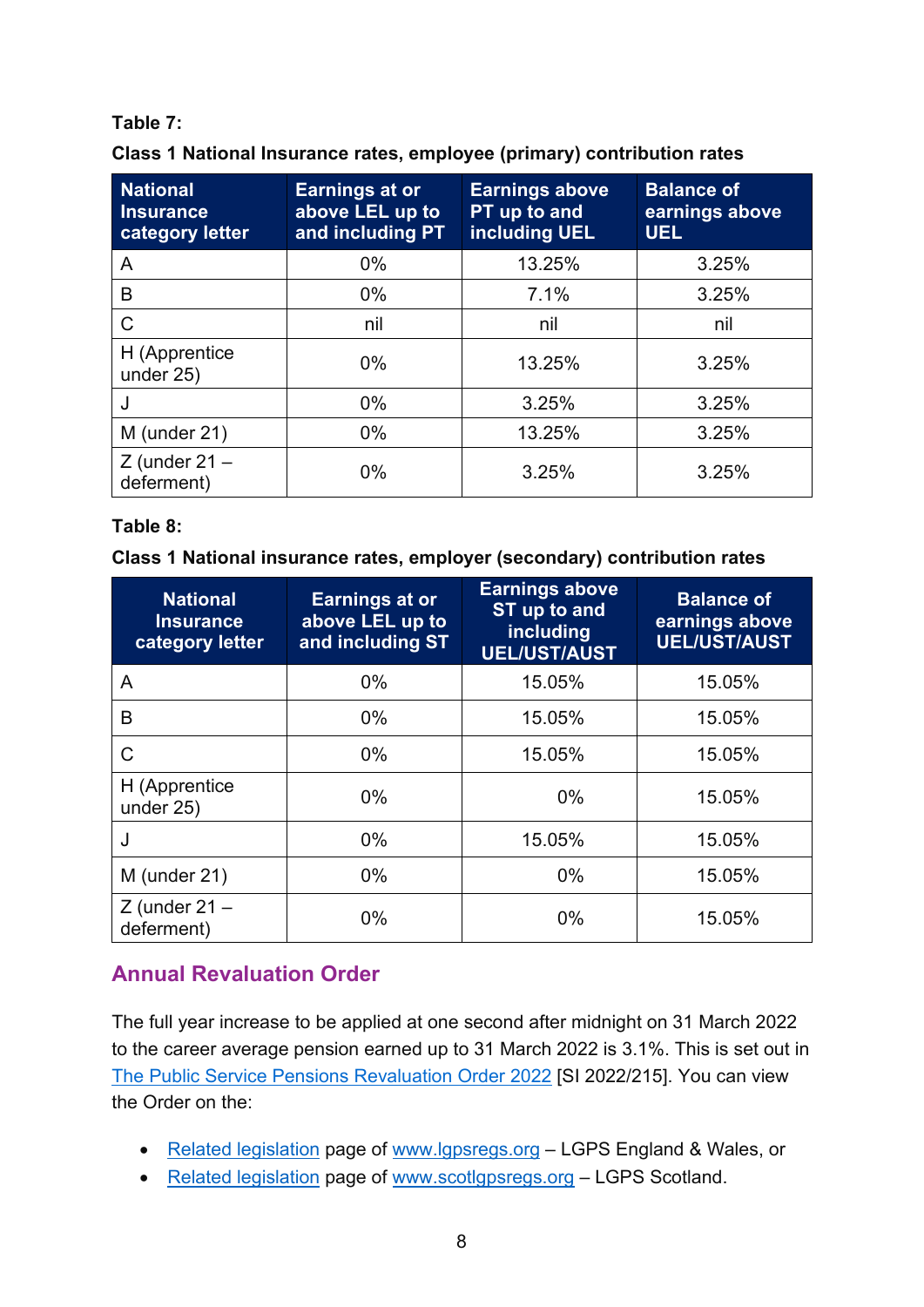**Table 7:**

**Class 1 National Insurance rates, employee (primary) contribution rates**

| National Insurance category letter | Earnings at or above LEL up to and including PT | Earnings above PT up to and including UEL | Balance of earnings above UEL |
|---|---|---|---|
| A | 0% | 13.25% | 3.25% |
| B | 0% | 7.1% | 3.25% |
| C | nil | nil | nil |
| H (Apprentice under 25) | 0% | 13.25% | 3.25% |
| J | 0% | 3.25% | 3.25% |
| M (under 21) | 0% | 13.25% | 3.25% |
| Z (under 21 – deferment) | 0% | 3.25% | 3.25% |

**Table 8:**

**Class 1 National insurance rates, employer (secondary) contribution rates**

| National Insurance category letter | Earnings at or above LEL up to and including ST | Earnings above ST up to and including UEL/UST/AUST | Balance of earnings above UEL/UST/AUST |
|---|---|---|---|
| A | 0% | 15.05% | 15.05% |
| B | 0% | 15.05% | 15.05% |
| C | 0% | 15.05% | 15.05% |
| H (Apprentice under 25) | 0% | 0% | 15.05% |
| J | 0% | 15.05% | 15.05% |
| M (under 21) | 0% | 0% | 15.05% |
| Z (under 21 – deferment) | 0% | 0% | 15.05% |

## Annual Revaluation Order

The full year increase to be applied at one second after midnight on 31 March 2022 to the career average pension earned up to 31 March 2022 is 3.1%. This is set out in The Public Service Pensions Revaluation Order 2022 [SI 2022/215]. You can view the Order on the:

- Related legislation page of www.lgpsregs.org – LGPS England & Wales, or
- Related legislation page of www.scotlgpsregs.org – LGPS Scotland.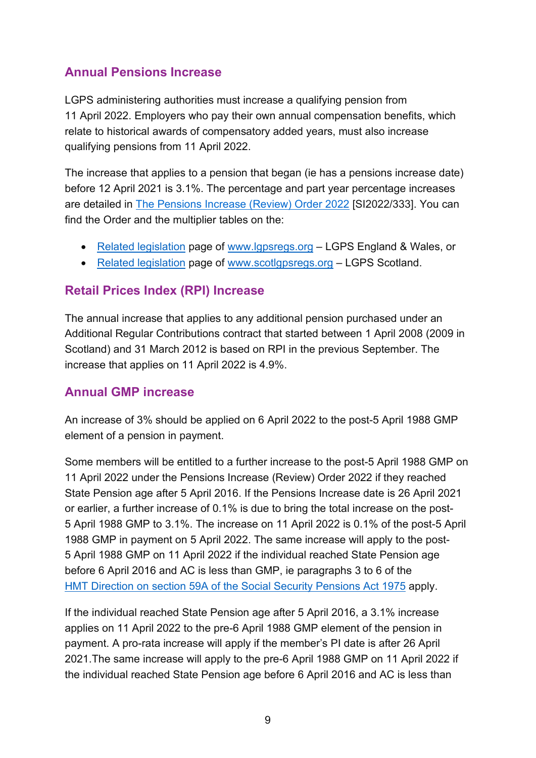## Annual Pensions Increase

LGPS administering authorities must increase a qualifying pension from 11 April 2022. Employers who pay their own annual compensation benefits, which relate to historical awards of compensatory added years, must also increase qualifying pensions from 11 April 2022.

The increase that applies to a pension that began (ie has a pensions increase date) before 12 April 2021 is 3.1%. The percentage and part year percentage increases are detailed in [The Pensions Increase (Review) Order 2022] [SI2022/333]. You can find the Order and the multiplier tables on the:

- [Related legislation] page of [www.lgpsregs.org] – LGPS England & Wales, or
- [Related legislation] page of [www.scotlgpsregs.org] – LGPS Scotland.

## Retail Prices Index (RPI) Increase

The annual increase that applies to any additional pension purchased under an Additional Regular Contributions contract that started between 1 April 2008 (2009 in Scotland) and 31 March 2012 is based on RPI in the previous September. The increase that applies on 11 April 2022 is 4.9%.

## Annual GMP increase

An increase of 3% should be applied on 6 April 2022 to the post-5 April 1988 GMP element of a pension in payment.

Some members will be entitled to a further increase to the post-5 April 1988 GMP on 11 April 2022 under the Pensions Increase (Review) Order 2022 if they reached State Pension age after 5 April 2016. If the Pensions Increase date is 26 April 2021 or earlier, a further increase of 0.1% is due to bring the total increase on the post-5 April 1988 GMP to 3.1%. The increase on 11 April 2022 is 0.1% of the post-5 April 1988 GMP in payment on 5 April 2022. The same increase will apply to the post-5 April 1988 GMP on 11 April 2022 if the individual reached State Pension age before 6 April 2016 and AC is less than GMP, ie paragraphs 3 to 6 of the [HMT Direction on section 59A of the Social Security Pensions Act 1975] apply.

If the individual reached State Pension age after 5 April 2016, a 3.1% increase applies on 11 April 2022 to the pre-6 April 1988 GMP element of the pension in payment. A pro-rata increase will apply if the member's PI date is after 26 April 2021.The same increase will apply to the pre-6 April 1988 GMP on 11 April 2022 if the individual reached State Pension age before 6 April 2016 and AC is less than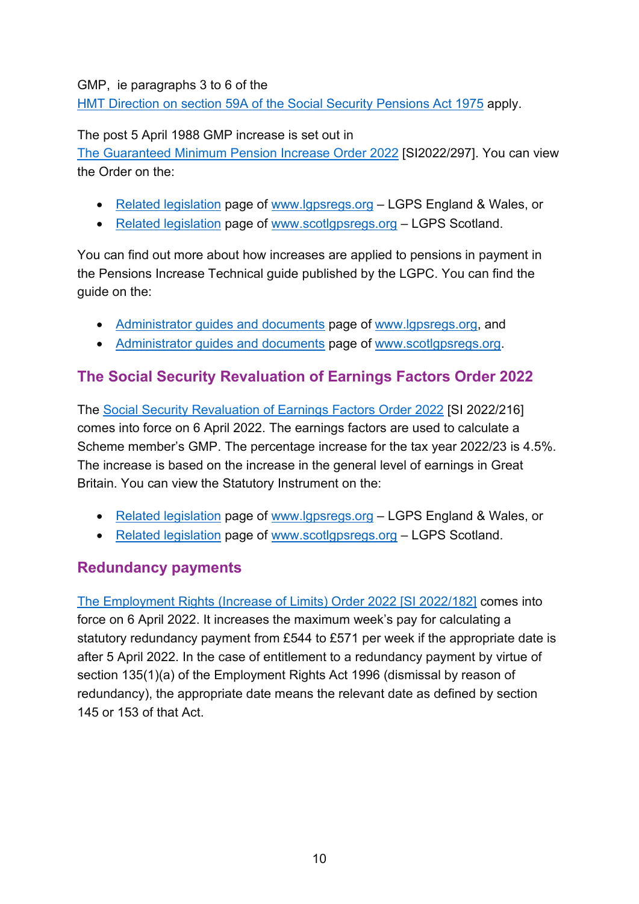GMP, ie paragraphs 3 to 6 of the HMT Direction on section 59A of the Social Security Pensions Act 1975 apply.

The post 5 April 1988 GMP increase is set out in The Guaranteed Minimum Pension Increase Order 2022 [SI2022/297]. You can view the Order on the:

- Related legislation page of www.lgpsregs.org – LGPS England & Wales, or
- Related legislation page of www.scotlgpsregs.org – LGPS Scotland.

You can find out more about how increases are applied to pensions in payment in the Pensions Increase Technical guide published by the LGPC. You can find the guide on the:

- Administrator guides and documents page of www.lgpsregs.org, and
- Administrator guides and documents page of www.scotlgpsregs.org.

## The Social Security Revaluation of Earnings Factors Order 2022

The Social Security Revaluation of Earnings Factors Order 2022 [SI 2022/216] comes into force on 6 April 2022. The earnings factors are used to calculate a Scheme member's GMP. The percentage increase for the tax year 2022/23 is 4.5%. The increase is based on the increase in the general level of earnings in Great Britain. You can view the Statutory Instrument on the:

- Related legislation page of www.lgpsregs.org – LGPS England & Wales, or
- Related legislation page of www.scotlgpsregs.org – LGPS Scotland.

## Redundancy payments

The Employment Rights (Increase of Limits) Order 2022 [SI 2022/182] comes into force on 6 April 2022. It increases the maximum week's pay for calculating a statutory redundancy payment from £544 to £571 per week if the appropriate date is after 5 April 2022. In the case of entitlement to a redundancy payment by virtue of section 135(1)(a) of the Employment Rights Act 1996 (dismissal by reason of redundancy), the appropriate date means the relevant date as defined by section 145 or 153 of that Act.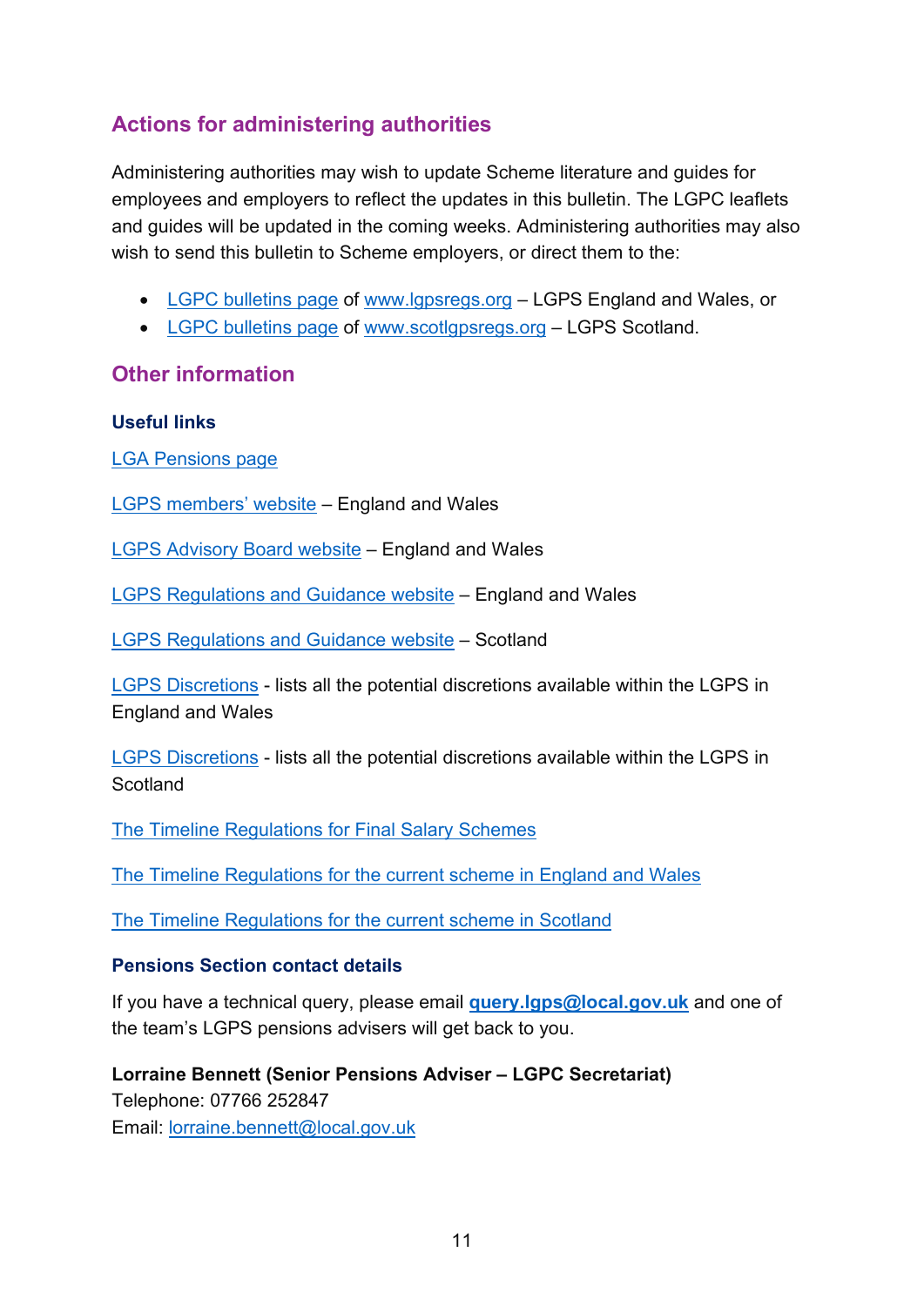## Actions for administering authorities

Administering authorities may wish to update Scheme literature and guides for employees and employers to reflect the updates in this bulletin. The LGPC leaflets and guides will be updated in the coming weeks. Administering authorities may also wish to send this bulletin to Scheme employers, or direct them to the:

- LGPC bulletins page of www.lgpsregs.org – LGPS England and Wales, or
- LGPC bulletins page of www.scotlgpsregs.org – LGPS Scotland.

## Other information

### Useful links

LGA Pensions page

LGPS members' website – England and Wales

LGPS Advisory Board website – England and Wales

LGPS Regulations and Guidance website – England and Wales

LGPS Regulations and Guidance website – Scotland

LGPS Discretions - lists all the potential discretions available within the LGPS in England and Wales

LGPS Discretions - lists all the potential discretions available within the LGPS in Scotland

The Timeline Regulations for Final Salary Schemes

The Timeline Regulations for the current scheme in England and Wales

The Timeline Regulations for the current scheme in Scotland

### Pensions Section contact details

If you have a technical query, please email **query.lgps@local.gov.uk** and one of the team's LGPS pensions advisers will get back to you.

**Lorraine Bennett (Senior Pensions Adviser – LGPC Secretariat)**
Telephone: 07766 252847
Email: lorraine.bennett@local.gov.uk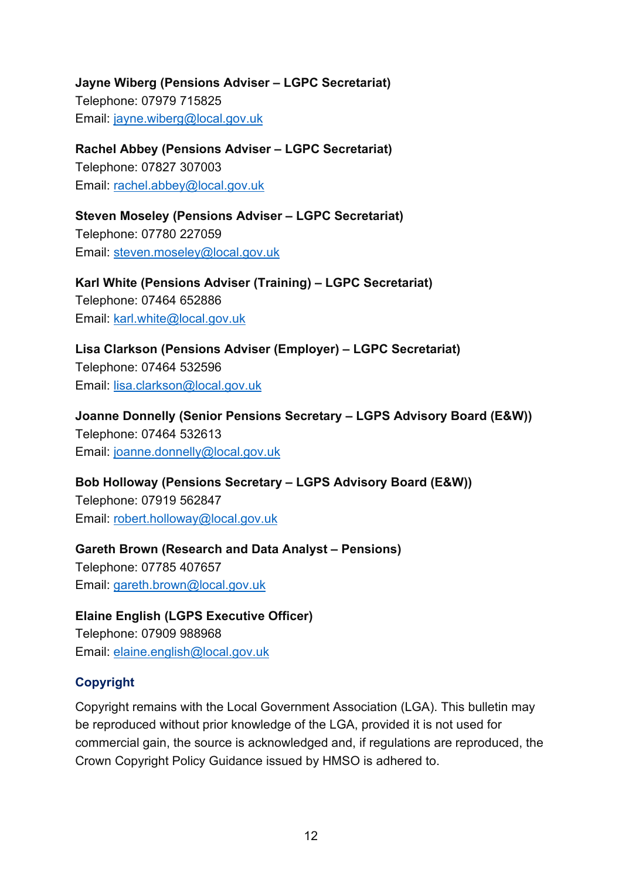**Jayne Wiberg (Pensions Adviser – LGPC Secretariat)**
Telephone: 07979 715825
Email: jayne.wiberg@local.gov.uk

**Rachel Abbey (Pensions Adviser – LGPC Secretariat)**
Telephone: 07827 307003
Email: rachel.abbey@local.gov.uk

**Steven Moseley (Pensions Adviser – LGPC Secretariat)**
Telephone: 07780 227059
Email: steven.moseley@local.gov.uk

**Karl White (Pensions Adviser (Training) – LGPC Secretariat)**
Telephone: 07464 652886
Email: karl.white@local.gov.uk

**Lisa Clarkson (Pensions Adviser (Employer) – LGPC Secretariat)**
Telephone: 07464 532596
Email: lisa.clarkson@local.gov.uk

**Joanne Donnelly (Senior Pensions Secretary – LGPS Advisory Board (E&W))**
Telephone: 07464 532613
Email: joanne.donnelly@local.gov.uk

**Bob Holloway (Pensions Secretary – LGPS Advisory Board (E&W))**
Telephone: 07919 562847
Email: robert.holloway@local.gov.uk

**Gareth Brown (Research and Data Analyst – Pensions)**
Telephone: 07785 407657
Email: gareth.brown@local.gov.uk

**Elaine English (LGPS Executive Officer)**
Telephone: 07909 988968
Email: elaine.english@local.gov.uk

## Copyright

Copyright remains with the Local Government Association (LGA). This bulletin may be reproduced without prior knowledge of the LGA, provided it is not used for commercial gain, the source is acknowledged and, if regulations are reproduced, the Crown Copyright Policy Guidance issued by HMSO is adhered to.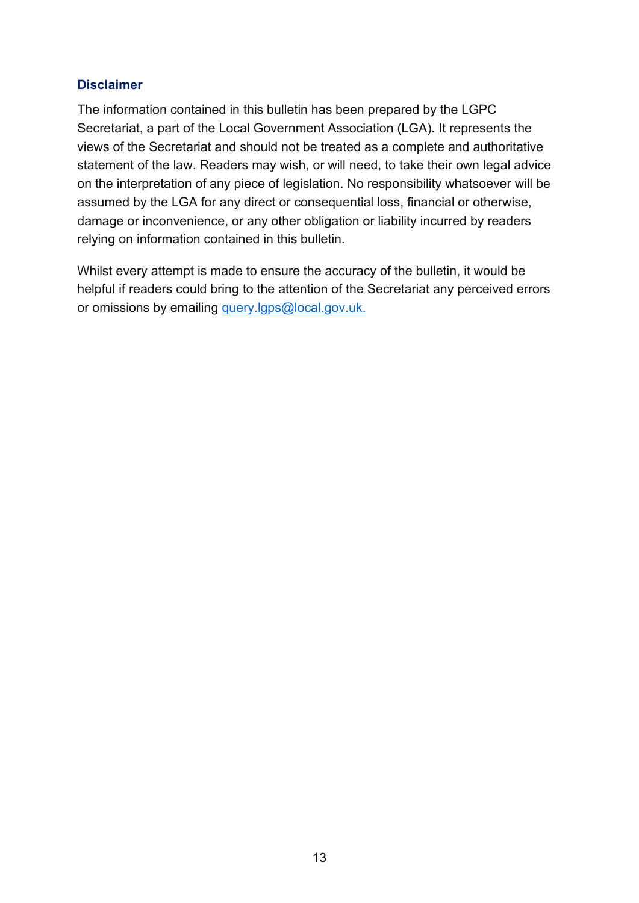### Disclaimer

The information contained in this bulletin has been prepared by the LGPC Secretariat, a part of the Local Government Association (LGA). It represents the views of the Secretariat and should not be treated as a complete and authoritative statement of the law. Readers may wish, or will need, to take their own legal advice on the interpretation of any piece of legislation. No responsibility whatsoever will be assumed by the LGA for any direct or consequential loss, financial or otherwise, damage or inconvenience, or any other obligation or liability incurred by readers relying on information contained in this bulletin.

Whilst every attempt is made to ensure the accuracy of the bulletin, it would be helpful if readers could bring to the attention of the Secretariat any perceived errors or omissions by emailing [query.lgps@local.gov.uk.](mailto:query.lgps@local.gov.uk)